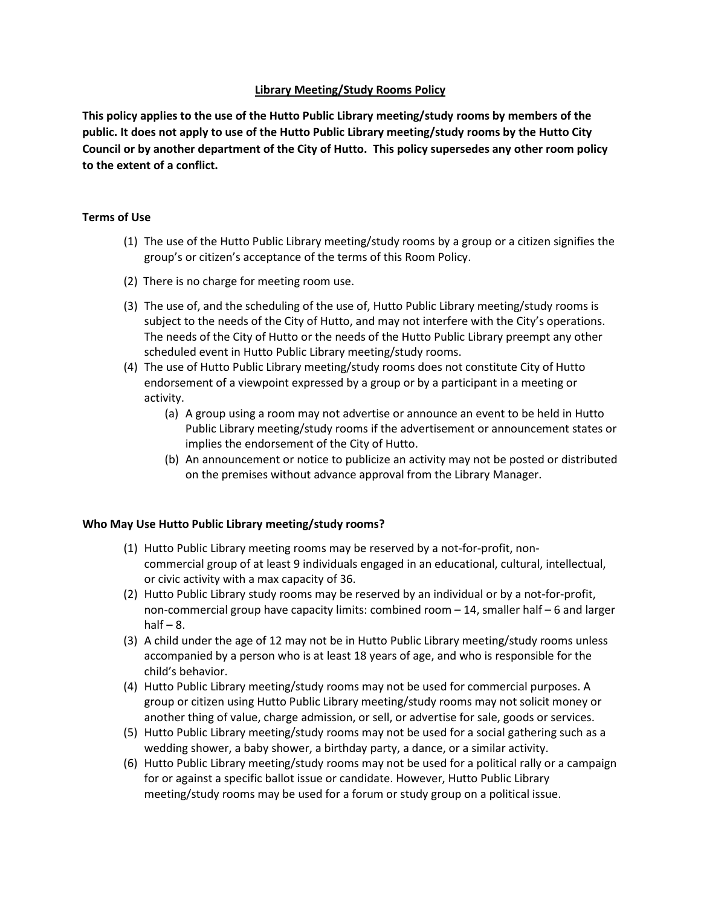# Library Meeting/Study Rooms Policy

**This policy applies to the use of the Hutto Public Library meeting/study rooms by members of the public. It does not apply to use of the Hutto Public Library meeting/study rooms by the Hutto City Council or by another department of the City of Hutto. This policy supersedes any other room policy to the extent of a conflict.**

## Terms of Use

(1) The use of the Hutto Public Library meeting/study rooms by a group or a citizen signifies the group's or citizen's acceptance of the terms of this Room Policy.

(2) There is no charge for meeting room use.

(3) The use of, and the scheduling of the use of, Hutto Public Library meeting/study rooms is subject to the needs of the City of Hutto, and may not interfere with the City's operations. The needs of the City of Hutto or the needs of the Hutto Public Library preempt any other scheduled event in Hutto Public Library meeting/study rooms.

(4) The use of Hutto Public Library meeting/study rooms does not constitute City of Hutto endorsement of a viewpoint expressed by a group or by a participant in a meeting or activity.

   (a) A group using a room may not advertise or announce an event to be held in Hutto Public Library meeting/study rooms if the advertisement or announcement states or implies the endorsement of the City of Hutto.

   (b) An announcement or notice to publicize an activity may not be posted or distributed on the premises without advance approval from the Library Manager.

## Who May Use Hutto Public Library meeting/study rooms?

(1) Hutto Public Library meeting rooms may be reserved by a not-for-profit, non-commercial group of at least 9 individuals engaged in an educational, cultural, intellectual, or civic activity with a max capacity of 36.

(2) Hutto Public Library study rooms may be reserved by an individual or by a not-for-profit, non-commercial group have capacity limits: combined room – 14, smaller half – 6 and larger half – 8.

(3) A child under the age of 12 may not be in Hutto Public Library meeting/study rooms unless accompanied by a person who is at least 18 years of age, and who is responsible for the child's behavior.

(4) Hutto Public Library meeting/study rooms may not be used for commercial purposes. A group or citizen using Hutto Public Library meeting/study rooms may not solicit money or another thing of value, charge admission, or sell, or advertise for sale, goods or services.

(5) Hutto Public Library meeting/study rooms may not be used for a social gathering such as a wedding shower, a baby shower, a birthday party, a dance, or a similar activity.

(6) Hutto Public Library meeting/study rooms may not be used for a political rally or a campaign for or against a specific ballot issue or candidate. However, Hutto Public Library meeting/study rooms may be used for a forum or study group on a political issue.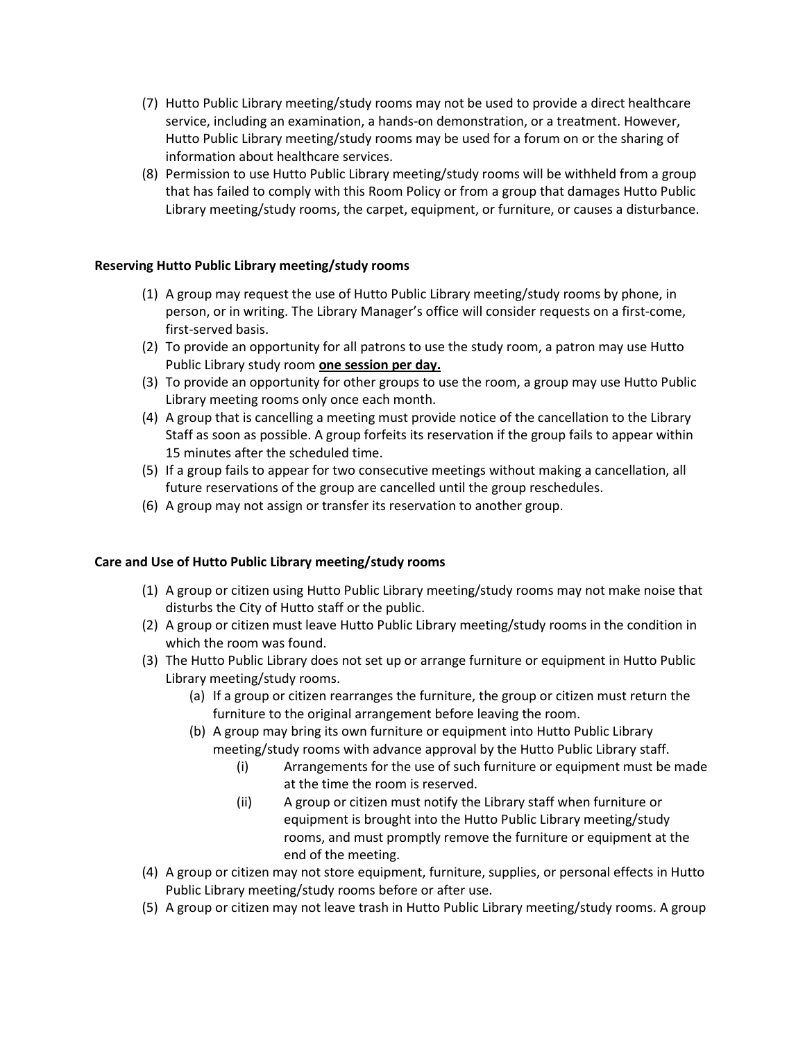(7) Hutto Public Library meeting/study rooms may not be used to provide a direct healthcare service, including an examination, a hands-on demonstration, or a treatment. However, Hutto Public Library meeting/study rooms may be used for a forum on or the sharing of information about healthcare services.

(8) Permission to use Hutto Public Library meeting/study rooms will be withheld from a group that has failed to comply with this Room Policy or from a group that damages Hutto Public Library meeting/study rooms, the carpet, equipment, or furniture, or causes a disturbance.

**Reserving Hutto Public Library meeting/study rooms**

(1) A group may request the use of Hutto Public Library meeting/study rooms by phone, in person, or in writing. The Library Manager's office will consider requests on a first-come, first-served basis.

(2) To provide an opportunity for all patrons to use the study room, a patron may use Hutto Public Library study room **one session per day.**

(3) To provide an opportunity for other groups to use the room, a group may use Hutto Public Library meeting rooms only once each month.

(4) A group that is cancelling a meeting must provide notice of the cancellation to the Library Staff as soon as possible. A group forfeits its reservation if the group fails to appear within 15 minutes after the scheduled time.

(5) If a group fails to appear for two consecutive meetings without making a cancellation, all future reservations of the group are cancelled until the group reschedules.

(6) A group may not assign or transfer its reservation to another group.

**Care and Use of Hutto Public Library meeting/study rooms**

(1) A group or citizen using Hutto Public Library meeting/study rooms may not make noise that disturbs the City of Hutto staff or the public.

(2) A group or citizen must leave Hutto Public Library meeting/study rooms in the condition in which the room was found.

(3) The Hutto Public Library does not set up or arrange furniture or equipment in Hutto Public Library meeting/study rooms.

   (a) If a group or citizen rearranges the furniture, the group or citizen must return the furniture to the original arrangement before leaving the room.

   (b) A group may bring its own furniture or equipment into Hutto Public Library meeting/study rooms with advance approval by the Hutto Public Library staff.

      (i) Arrangements for the use of such furniture or equipment must be made at the time the room is reserved.

      (ii) A group or citizen must notify the Library staff when furniture or equipment is brought into the Hutto Public Library meeting/study rooms, and must promptly remove the furniture or equipment at the end of the meeting.

(4) A group or citizen may not store equipment, furniture, supplies, or personal effects in Hutto Public Library meeting/study rooms before or after use.

(5) A group or citizen may not leave trash in Hutto Public Library meeting/study rooms. A group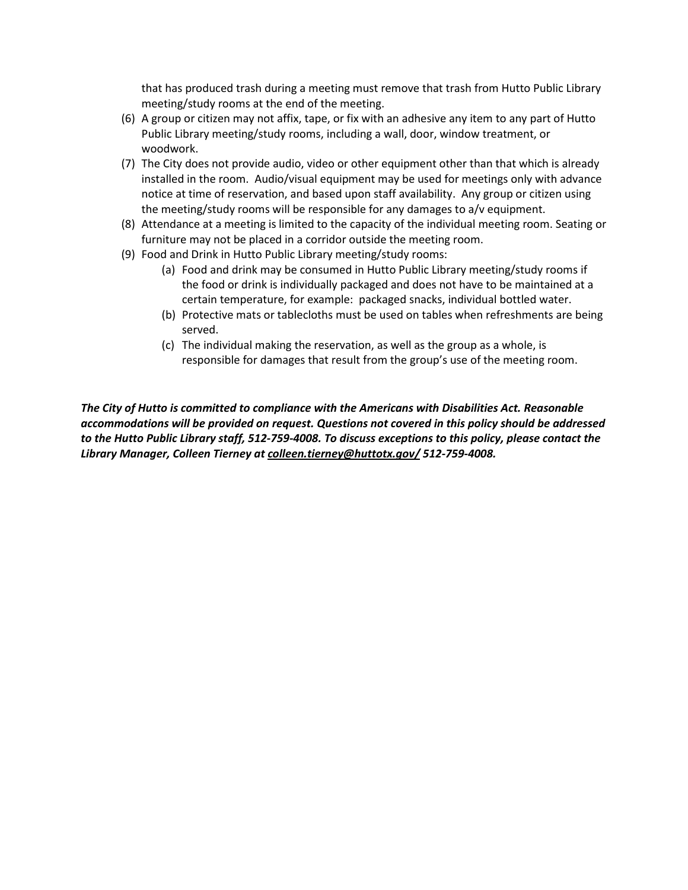that has produced trash during a meeting must remove that trash from Hutto Public Library meeting/study rooms at the end of the meeting.

(6) A group or citizen may not affix, tape, or fix with an adhesive any item to any part of Hutto Public Library meeting/study rooms, including a wall, door, window treatment, or woodwork.

(7) The City does not provide audio, video or other equipment other than that which is already installed in the room. Audio/visual equipment may be used for meetings only with advance notice at time of reservation, and based upon staff availability. Any group or citizen using the meeting/study rooms will be responsible for any damages to a/v equipment.

(8) Attendance at a meeting is limited to the capacity of the individual meeting room. Seating or furniture may not be placed in a corridor outside the meeting room.

(9) Food and Drink in Hutto Public Library meeting/study rooms:

   (a) Food and drink may be consumed in Hutto Public Library meeting/study rooms if the food or drink is individually packaged and does not have to be maintained at a certain temperature, for example: packaged snacks, individual bottled water.

   (b) Protective mats or tablecloths must be used on tables when refreshments are being served.

   (c) The individual making the reservation, as well as the group as a whole, is responsible for damages that result from the group's use of the meeting room.

***The City of Hutto is committed to compliance with the Americans with Disabilities Act. Reasonable accommodations will be provided on request. Questions not covered in this policy should be addressed to the Hutto Public Library staff, 512-759-4008. To discuss exceptions to this policy, please contact the Library Manager, Colleen Tierney at colleen.tierney@huttotx.gov/ 512-759-4008.***